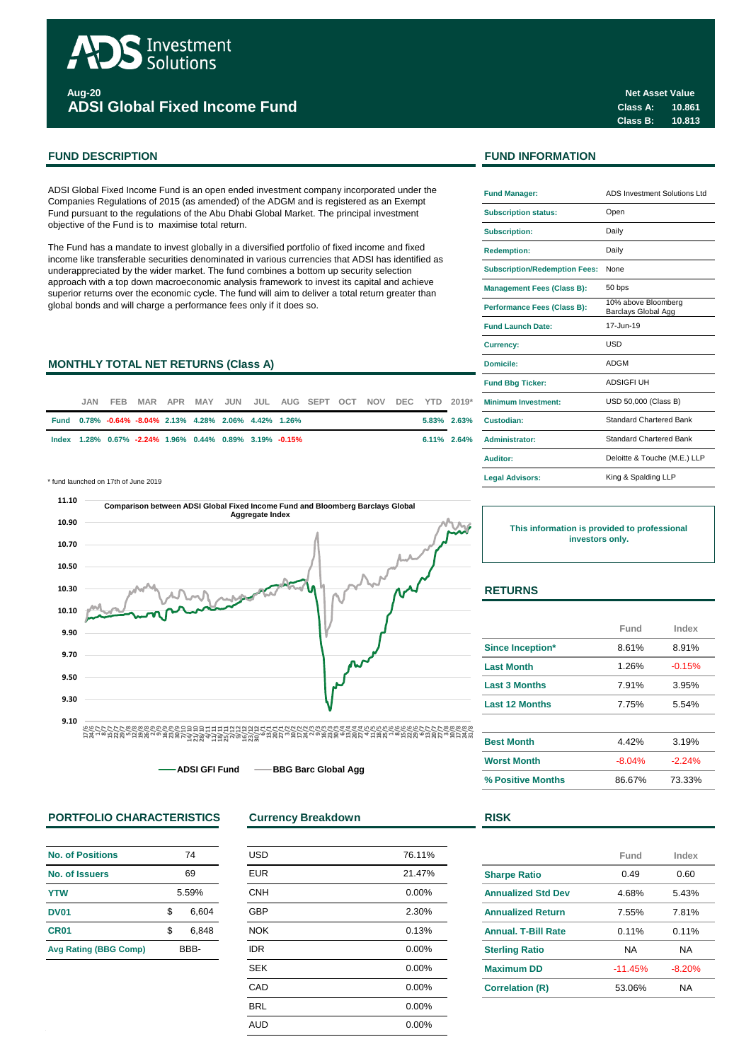# ADS Investment Solutions

**Aug-20**

## ADSI Global Fixed Income Fund

**Net Asset Value**

| | |
|---|---|
| Class A: | 10.861 |
| Class B: | 10.813 |

## FUND DESCRIPTION

ADSI Global Fixed Income Fund is an open ended investment company incorporated under the Companies Regulations of 2015 (as amended) of the ADGM and is registered as an Exempt Fund pursuant to the regulations of the Abu Dhabi Global Market. The principal investment objective of the Fund is to maximise total return.

The Fund has a mandate to invest globally in a diversified portfolio of fixed income and fixed income like transferable securities denominated in various currencies that ADSI has identified as underappreciated by the wider market. The fund combines a bottom up security selection approach with a top down macroeconomic analysis framework to invest its capital and achieve superior returns over the economic cycle. The fund will aim to deliver a total return greater than global bonds and will charge a performance fees only if it does so.

## MONTHLY TOTAL NET RETURNS (Class A)

| | JAN | FEB | MAR | APR | MAY | JUN | JUL | AUG | SEPT | OCT | NOV | DEC | YTD | 2019* |
|---|---|---|---|---|---|---|---|---|---|---|---|---|---|---|
| Fund | 0.78% | -0.64% | -8.04% | 2.13% | 4.28% | 2.06% | 4.42% | 1.26% | | | | | 5.83% | 2.63% |
| Index | 1.28% | 0.67% | -2.24% | 1.96% | 0.44% | 0.89% | 3.19% | -0.15% | | | | | 6.11% | 2.64% |

\* fund launched on 17th of June 2019

Comparison between ADSI Global Fixed Income Fund and Bloomberg Barclays Global Aggregate Index

— ADSI GFI Fund — BBG Barc Global Agg

## FUND INFORMATION

| | |
|---|---|
| Fund Manager: | ADS Investment Solutions Ltd |
| Subscription status: | Open |
| Subscription: | Daily |
| Redemption: | Daily |
| Subscription/Redemption Fees: | None |
| Management Fees (Class B): | 50 bps |
| Performance Fees (Class B): | 10% above Bloomberg Barclays Global Agg |
| Fund Launch Date: | 17-Jun-19 |
| Currency: | USD |
| Domicile: | ADGM |
| Fund Bbg Ticker: | ADSIGFI UH |
| Minimum Investment: | USD 50,000 (Class B) |
| Custodian: | Standard Chartered Bank |
| Administrator: | Standard Chartered Bank |
| Auditor: | Deloitte & Touche (M.E.) LLP |
| Legal Advisors: | King & Spalding LLP |

**This information is provided to professional investors only.**

## RETURNS

| | Fund | Index |
|---|---|---|
| Since Inception* | 8.61% | 8.91% |
| Last Month | 1.26% | -0.15% |
| Last 3 Months | 7.91% | 3.95% |
| Last 12 Months | 7.75% | 5.54% |
| | | |
| Best Month | 4.42% | 3.19% |
| Worst Month | -8.04% | -2.24% |
| % Positive Months | 86.67% | 73.33% |

## PORTFOLIO CHARACTERISTICS

| | |
|---|---|
| No. of Positions | 74 |
| No. of Issuers | 69 |
| YTW | 5.59% |
| DV01 | $ 6,604 |
| CR01 | $ 6,848 |
| Avg Rating (BBG Comp) | BBB- |

## Currency Breakdown

| | |
|---|---|
| USD | 76.11% |
| EUR | 21.47% |
| CNH | 0.00% |
| GBP | 2.30% |
| NOK | 0.13% |
| IDR | 0.00% |
| SEK | 0.00% |
| CAD | 0.00% |
| BRL | 0.00% |
| AUD | 0.00% |

## RISK

| | Fund | Index |
|---|---|---|
| Sharpe Ratio | 0.49 | 0.60 |
| Annualized Std Dev | 4.68% | 5.43% |
| Annualized Return | 7.55% | 7.81% |
| Annual. T-Bill Rate | 0.11% | 0.11% |
| Sterling Ratio | NA | NA |
| Maximum DD | -11.45% | -8.20% |
| Correlation (R) | 53.06% | NA |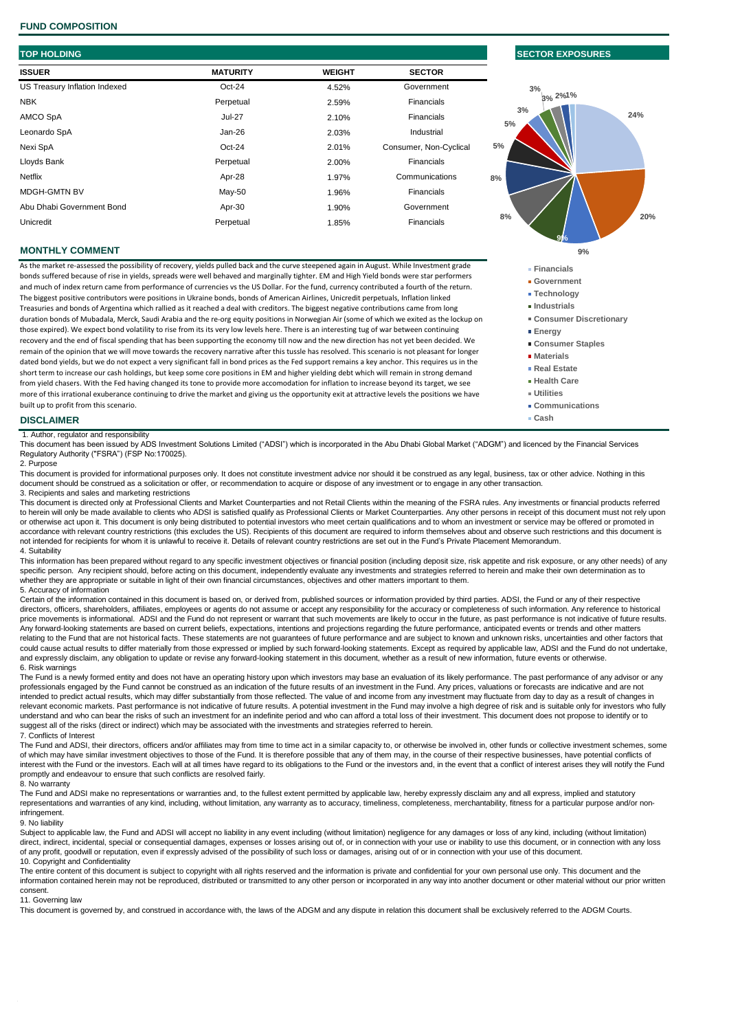## FUND COMPOSITION

### TOP HOLDING

| ISSUER | MATURITY | WEIGHT | SECTOR |
|---|---|---|---|
| US Treasury Inflation Indexed | Oct-24 | 4.52% | Government |
| NBK | Perpetual | 2.59% | Financials |
| AMCO SpA | Jul-27 | 2.10% | Financials |
| Leonardo SpA | Jan-26 | 2.03% | Industrial |
| Nexi SpA | Oct-24 | 2.01% | Consumer, Non-Cyclical |
| Lloyds Bank | Perpetual | 2.00% | Financials |
| Netflix | Apr-28 | 1.97% | Communications |
| MDGH-GMTN BV | May-50 | 1.96% | Financials |
| Abu Dhabi Government Bond | Apr-30 | 1.90% | Government |
| Unicredit | Perpetual | 1.85% | Financials |

### SECTOR EXPOSURES

24%
20%
9%
9%
8%
8%
5%
5%
3%
3%
3%
2%
1%

Financials
Government
Technology
Industrials
Consumer Discretionary
Energy
Consumer Staples
Materials
Real Estate
Health Care
Utilities
Communications
Cash

### MONTHLY COMMENT

As the market re-assessed the possibility of recovery, yields pulled back and the curve steepened again in August. While Investment grade bonds suffered because of rise in yields, spreads were well behaved and marginally tighter. EM and High Yield bonds were star performers and much of index return came from performance of currencies vs the US Dollar. For the fund, currency contributed a fourth of the return. The biggest positive contributors were positions in Ukraine bonds, bonds of American Airlines, Unicredit perpetuals, Inflation linked Treasuries and bonds of Argentina which rallied as it reached a deal with creditors. The biggest negative contributions came from long duration bonds of Mubadala, Merck, Saudi Arabia and the re-org equity positions in Norwegian Air (some of which we exited as the lockup on those expired). We expect bond volatility to rise from its very low levels here. There is an interesting tug of war between continuing recovery and the end of fiscal spending that has been supporting the economy till now and the new direction has not yet been decided. We remain of the opinion that we will move towards the recovery narrative after this tussle has resolved. This scenario is not pleasant for longer dated bond yields, but we do not expect a very significant fall in bond prices as the Fed support remains a key anchor. This requires us in the short term to increase our cash holdings, but keep some core positions in EM and higher yielding debt which will remain in strong demand from yield chasers. With the Fed having changed its tone to provide more accomodation for inflation to increase beyond its target, we see more of this irrational exuberance continuing to drive the market and giving us the opportunity exit at attractive levels the positions we have built up to profit from this scenario.

### DISCLAIMER

1. Author, regulator and responsibility

This document has been issued by ADS Investment Solutions Limited ("ADSI") which is incorporated in the Abu Dhabi Global Market ("ADGM") and licenced by the Financial Services Regulatory Authority ("FSRA") (FSP No:170025).

2. Purpose

This document is provided for informational purposes only. It does not constitute investment advice nor should it be construed as any legal, business, tax or other advice. Nothing in this document should be construed as a solicitation or an offer, or recommendation to acquire or dispose of any investment or to engage in any other transaction.

3. Recipients and sales and marketing restrictions

This document is directed only at Professional Clients and Market Counterparties and not Retail Clients within the meaning of the FSRA rules. Any investments or financial products referred to herein will only be made available to clients who ADSI is satisfied qualify as Professional Clients or Market Counterparties. Any other persons in receipt of this document must not rely upon or otherwise act upon it. This document is only being distributed to potential investors who meet certain qualifications and to whom an investment or service may be offered or promoted in accordance with relevant country restrictions (this excludes the US). Recipients of this document are required to inform themselves about and observe such restrictions and this document is not intended for recipients for whom it is unlawful to receive it. Details of relevant country restrictions are set out in the Fund's Private Placement Memorandum.

4. Suitability

This information has been prepared without regard to any specific investment objectives or financial position (including deposit size, risk appetite and risk exposure, or any other needs) of any specific person. Any recipient should, before acting on this document, independently evaluate any investments and strategies referred to herein and make their own determination as to whether they are appropriate or suitable in light of their own financial circumstances, objectives and other matters important to them.

5. Accuracy of information

Certain of the information contained in this document is based on, or derived from, published sources or information provided by third parties. ADSI, the Fund or any of their respective directors, officers, shareholders, affiliates, employees or agents do not assume or accept any responsibility for the accuracy or completeness of such information. Any reference to historical price movements is informational. ADSI and the Fund do not represent or warrant that such movements are likely to occur in the future, as past performance is not indicative of future results. Any forward-looking statements are based on current beliefs, expectations, intentions and projections regarding the future performance, anticipated events or trends and other matters relating to the Fund that are not historical facts. These statements are not guarantees of future performance and are subject to known and unknown risks, uncertainties and other factors that could cause actual results to differ materially from those expressed or implied by such forward-looking statements. Except as required by applicable law, ADSI and the Fund do not undertake, and expressly disclaim, any obligation to update or revise any forward-looking statement in this document, whether as a result of new information, future events or otherwise.

6. Risk warnings

The Fund is a newly formed entity and does not have an operating history upon which investors may base an evaluation of its likely performance. The past performance of any advisor or any professionals engaged by the Fund cannot be construed as an indication of the future results of an investment in the Fund. Any prices, valuations or forecasts are indicative and are not intended to predict actual results, which may differ substantially from those reflected. The value of and income from any investment may fluctuate from day to day as a result of changes in relevant economic markets. Past performance is not indicative of future results. A potential investment in the Fund may involve a high degree of risk and is suitable only for investors who fully understand and who can bear the risks of such an investment for an indefinite period and who can afford a total loss of their investment. This document does not propose to identify or to suggest all of the risks (direct or indirect) which may be associated with the investments and strategies referred to herein.

7. Conflicts of Interest

The Fund and ADSI, their directors, officers and/or affiliates may from time to time act in a similar capacity to, or otherwise be involved in, other funds or collective investment schemes, some of which may have similar investment objectives to those of the Fund. It is therefore possible that any of them may, in the course of their respective businesses, have potential conflicts of interest with the Fund or the investors. Each will at all times have regard to its obligations to the Fund or the investors and, in the event that a conflict of interest arises they will notify the Fund promptly and endeavour to ensure that such conflicts are resolved fairly.

8. No warranty

The Fund and ADSI make no representations or warranties and, to the fullest extent permitted by applicable law, hereby expressly disclaim any and all express, implied and statutory representations and warranties of any kind, including, without limitation, any warranty as to accuracy, timeliness, completeness, merchantability, fitness for a particular purpose and/or non-infringement.

9. No liability

Subject to applicable law, the Fund and ADSI will accept no liability in any event including (without limitation) negligence for any damages or loss of any kind, including (without limitation) direct, indirect, incidental, special or consequential damages, expenses or losses arising out of, or in connection with your use or inability to use this document, or in connection with any loss of any profit, goodwill or reputation, even if expressly advised of the possibility of such loss or damages, arising out of or in connection with your use of this document.

10. Copyright and Confidentiality

The entire content of this document is subject to copyright with all rights reserved and the information is private and confidential for your own personal use only. This document and the information contained herein may not be reproduced, distributed or transmitted to any other person or incorporated in any way into another document or other material without our prior written consent.

11. Governing law

This document is governed by, and construed in accordance with, the laws of the ADGM and any dispute in relation this document shall be exclusively referred to the ADGM Courts.